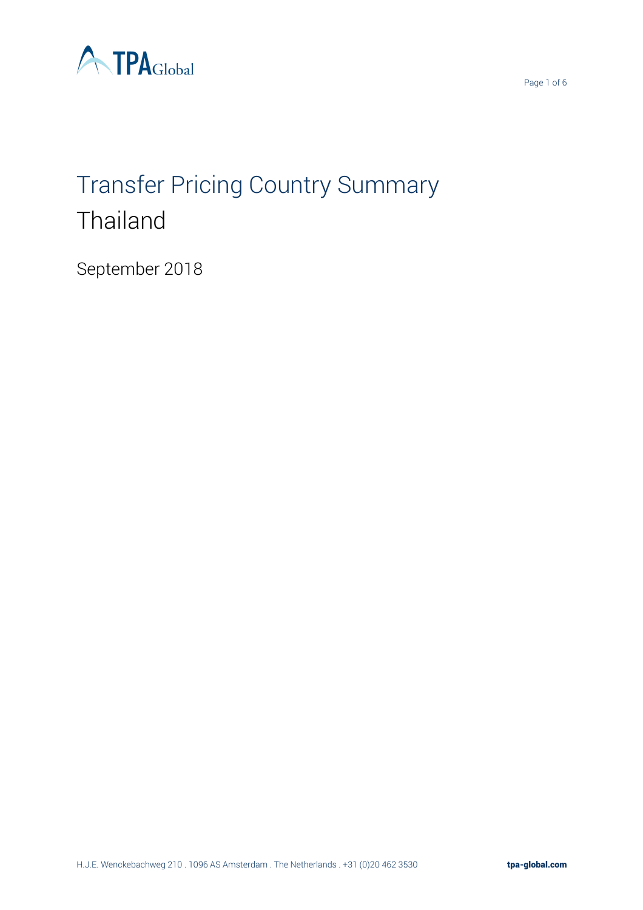# Transfer Pricing Country Summary
## Thailand

September 2018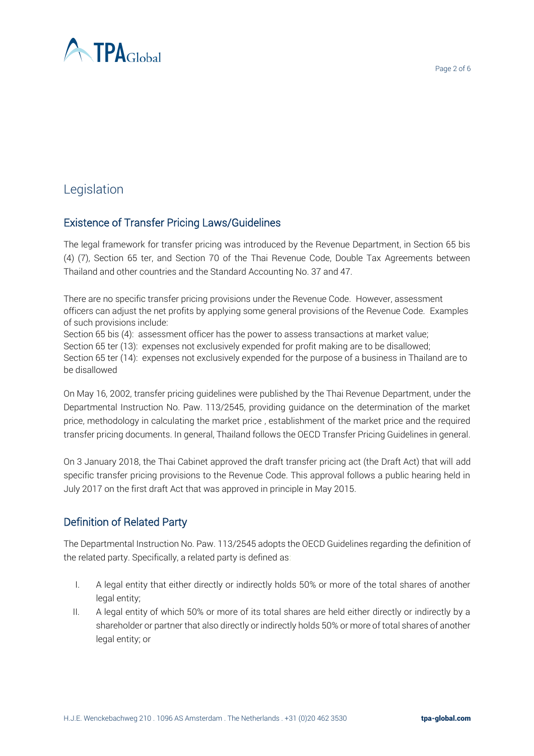# Legislation

## Existence of Transfer Pricing Laws/Guidelines

The legal framework for transfer pricing was introduced by the Revenue Department, in Section 65 bis (4) (7), Section 65 ter, and Section 70 of the Thai Revenue Code, Double Tax Agreements between Thailand and other countries and the Standard Accounting No. 37 and 47.

There are no specific transfer pricing provisions under the Revenue Code. However, assessment officers can adjust the net profits by applying some general provisions of the Revenue Code. Examples of such provisions include:
Section 65 bis (4): assessment officer has the power to assess transactions at market value;
Section 65 ter (13): expenses not exclusively expended for profit making are to be disallowed;
Section 65 ter (14): expenses not exclusively expended for the purpose of a business in Thailand are to be disallowed

On May 16, 2002, transfer pricing guidelines were published by the Thai Revenue Department, under the Departmental Instruction No. Paw. 113/2545, providing guidance on the determination of the market price, methodology in calculating the market price , establishment of the market price and the required transfer pricing documents. In general, Thailand follows the OECD Transfer Pricing Guidelines in general.

On 3 January 2018, the Thai Cabinet approved the draft transfer pricing act (the Draft Act) that will add specific transfer pricing provisions to the Revenue Code. This approval follows a public hearing held in July 2017 on the first draft Act that was approved in principle in May 2015.

## Definition of Related Party

The Departmental Instruction No. Paw. 113/2545 adopts the OECD Guidelines regarding the definition of the related party. Specifically, a related party is defined as:

I. A legal entity that either directly or indirectly holds 50% or more of the total shares of another legal entity;
II. A legal entity of which 50% or more of its total shares are held either directly or indirectly by a shareholder or partner that also directly or indirectly holds 50% or more of total shares of another legal entity; or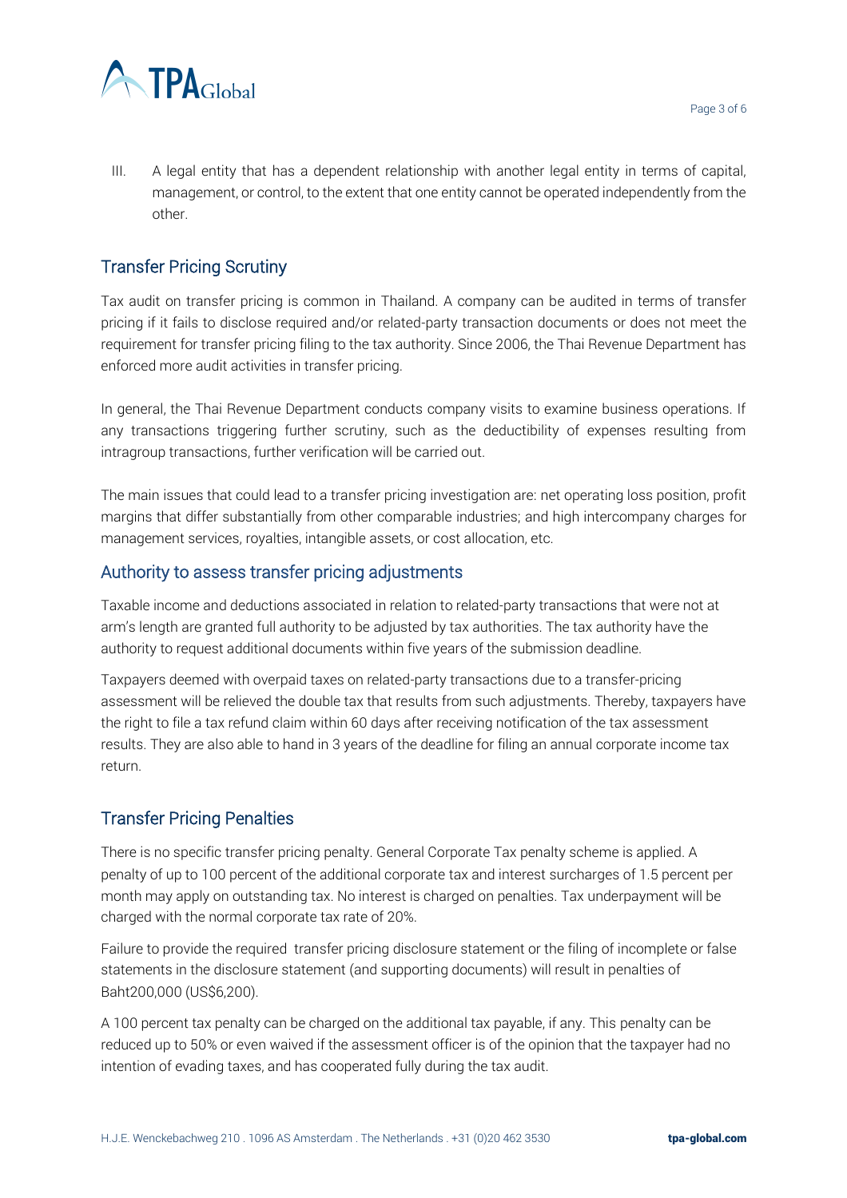III. A legal entity that has a dependent relationship with another legal entity in terms of capital, management, or control, to the extent that one entity cannot be operated independently from the other.

## Transfer Pricing Scrutiny

Tax audit on transfer pricing is common in Thailand. A company can be audited in terms of transfer pricing if it fails to disclose required and/or related-party transaction documents or does not meet the requirement for transfer pricing filing to the tax authority. Since 2006, the Thai Revenue Department has enforced more audit activities in transfer pricing.

In general, the Thai Revenue Department conducts company visits to examine business operations. If any transactions triggering further scrutiny, such as the deductibility of expenses resulting from intragroup transactions, further verification will be carried out.

The main issues that could lead to a transfer pricing investigation are: net operating loss position, profit margins that differ substantially from other comparable industries; and high intercompany charges for management services, royalties, intangible assets, or cost allocation, etc.

## Authority to assess transfer pricing adjustments

Taxable income and deductions associated in relation to related-party transactions that were not at arm's length are granted full authority to be adjusted by tax authorities. The tax authority have the authority to request additional documents within five years of the submission deadline.

Taxpayers deemed with overpaid taxes on related-party transactions due to a transfer-pricing assessment will be relieved the double tax that results from such adjustments. Thereby, taxpayers have the right to file a tax refund claim within 60 days after receiving notification of the tax assessment results. They are also able to hand in 3 years of the deadline for filing an annual corporate income tax return.

## Transfer Pricing Penalties

There is no specific transfer pricing penalty. General Corporate Tax penalty scheme is applied. A penalty of up to 100 percent of the additional corporate tax and interest surcharges of 1.5 percent per month may apply on outstanding tax. No interest is charged on penalties. Tax underpayment will be charged with the normal corporate tax rate of 20%.

Failure to provide the required transfer pricing disclosure statement or the filing of incomplete or false statements in the disclosure statement (and supporting documents) will result in penalties of Baht200,000 (US$6,200).

A 100 percent tax penalty can be charged on the additional tax payable, if any. This penalty can be reduced up to 50% or even waived if the assessment officer is of the opinion that the taxpayer had no intention of evading taxes, and has cooperated fully during the tax audit.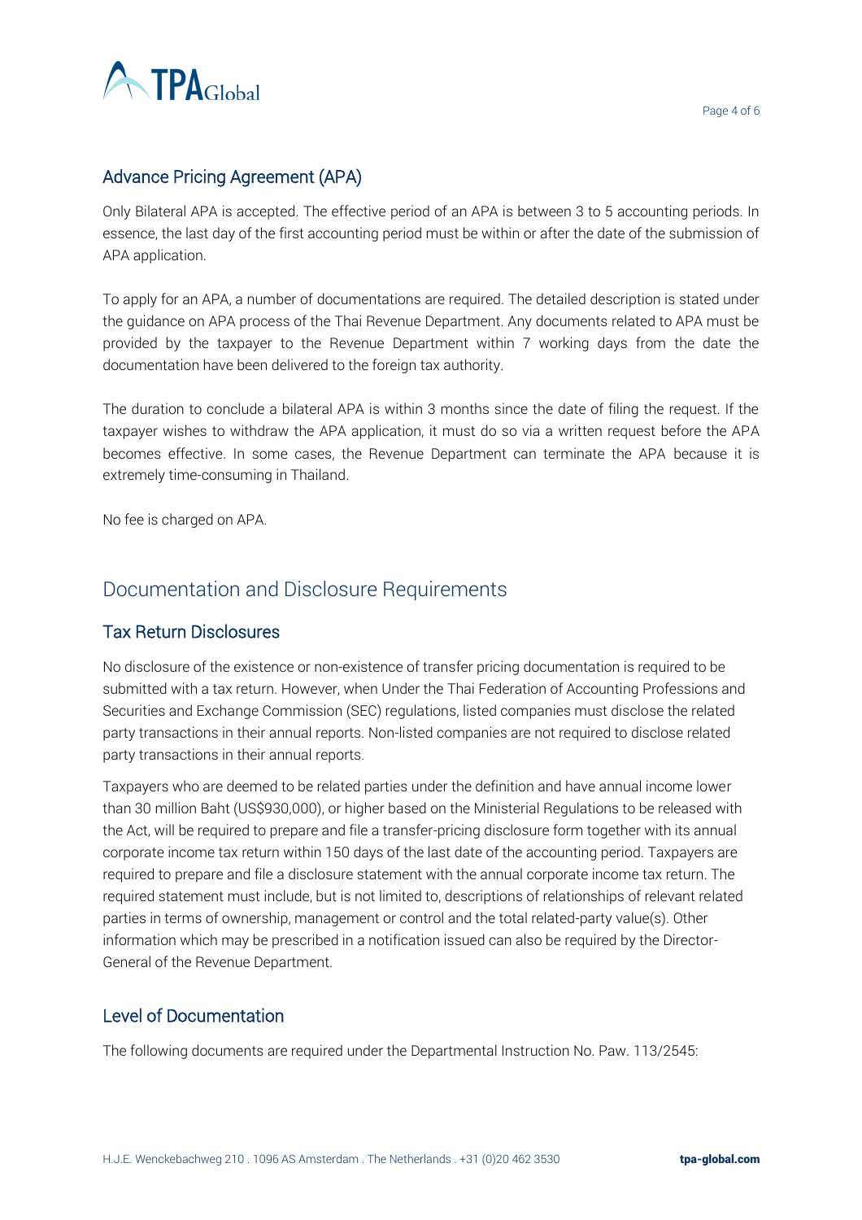## Advance Pricing Agreement (APA)

Only Bilateral APA is accepted. The effective period of an APA is between 3 to 5 accounting periods. In essence, the last day of the first accounting period must be within or after the date of the submission of APA application.

To apply for an APA, a number of documentations are required. The detailed description is stated under the guidance on APA process of the Thai Revenue Department. Any documents related to APA must be provided by the taxpayer to the Revenue Department within 7 working days from the date the documentation have been delivered to the foreign tax authority.

The duration to conclude a bilateral APA is within 3 months since the date of filing the request. If the taxpayer wishes to withdraw the APA application, it must do so via a written request before the APA becomes effective. In some cases, the Revenue Department can terminate the APA because it is extremely time-consuming in Thailand.

No fee is charged on APA.

# Documentation and Disclosure Requirements

## Tax Return Disclosures

No disclosure of the existence or non-existence of transfer pricing documentation is required to be submitted with a tax return. However, when Under the Thai Federation of Accounting Professions and Securities and Exchange Commission (SEC) regulations, listed companies must disclose the related party transactions in their annual reports. Non-listed companies are not required to disclose related party transactions in their annual reports.

Taxpayers who are deemed to be related parties under the definition and have annual income lower than 30 million Baht (US$930,000), or higher based on the Ministerial Regulations to be released with the Act, will be required to prepare and file a transfer-pricing disclosure form together with its annual corporate income tax return within 150 days of the last date of the accounting period. Taxpayers are required to prepare and file a disclosure statement with the annual corporate income tax return. The required statement must include, but is not limited to, descriptions of relationships of relevant related parties in terms of ownership, management or control and the total related-party value(s). Other information which may be prescribed in a notification issued can also be required by the Director-General of the Revenue Department.

## Level of Documentation

The following documents are required under the Departmental Instruction No. Paw. 113/2545: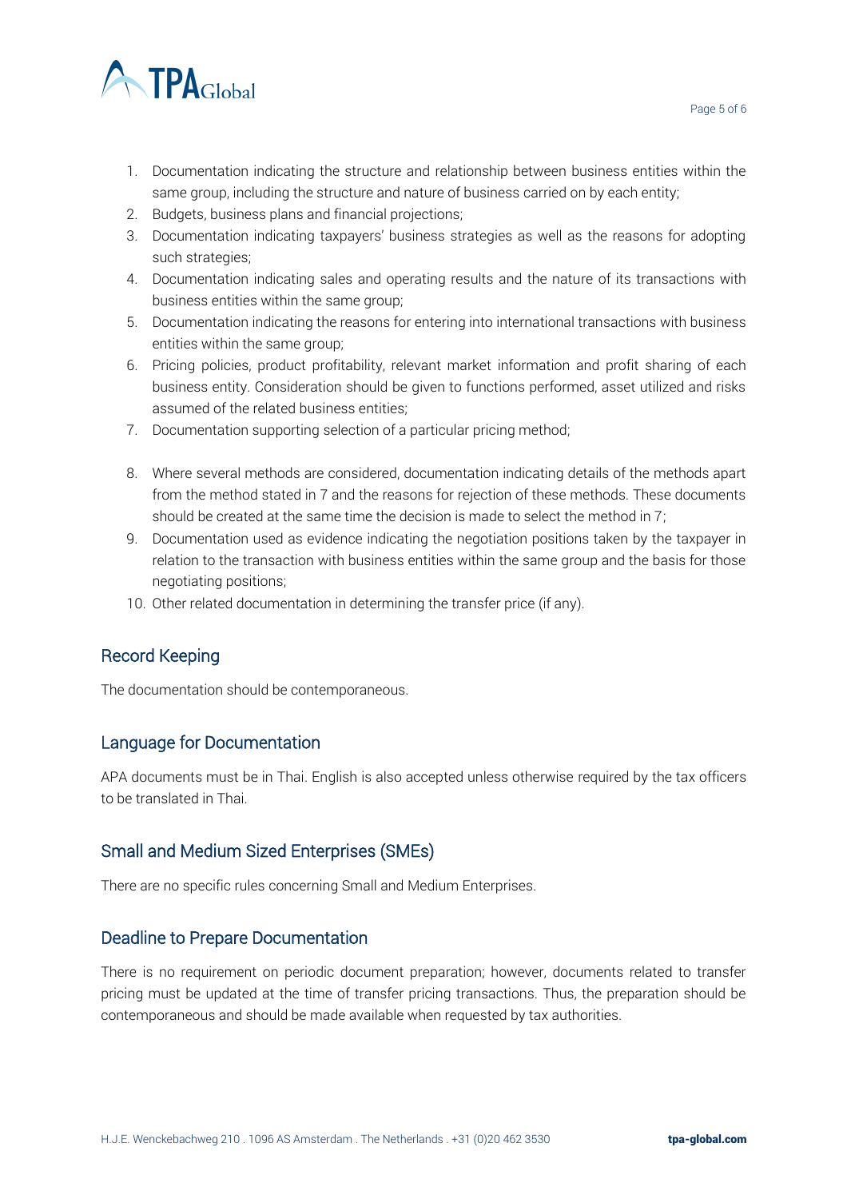1. Documentation indicating the structure and relationship between business entities within the same group, including the structure and nature of business carried on by each entity;
2. Budgets, business plans and financial projections;
3. Documentation indicating taxpayers' business strategies as well as the reasons for adopting such strategies;
4. Documentation indicating sales and operating results and the nature of its transactions with business entities within the same group;
5. Documentation indicating the reasons for entering into international transactions with business entities within the same group;
6. Pricing policies, product profitability, relevant market information and profit sharing of each business entity. Consideration should be given to functions performed, asset utilized and risks assumed of the related business entities;
7. Documentation supporting selection of a particular pricing method;
8. Where several methods are considered, documentation indicating details of the methods apart from the method stated in 7 and the reasons for rejection of these methods. These documents should be created at the same time the decision is made to select the method in 7;
9. Documentation used as evidence indicating the negotiation positions taken by the taxpayer in relation to the transaction with business entities within the same group and the basis for those negotiating positions;
10. Other related documentation in determining the transfer price (if any).

## Record Keeping

The documentation should be contemporaneous.

## Language for Documentation

APA documents must be in Thai. English is also accepted unless otherwise required by the tax officers to be translated in Thai.

## Small and Medium Sized Enterprises (SMEs)

There are no specific rules concerning Small and Medium Enterprises.

## Deadline to Prepare Documentation

There is no requirement on periodic document preparation; however, documents related to transfer pricing must be updated at the time of transfer pricing transactions. Thus, the preparation should be contemporaneous and should be made available when requested by tax authorities.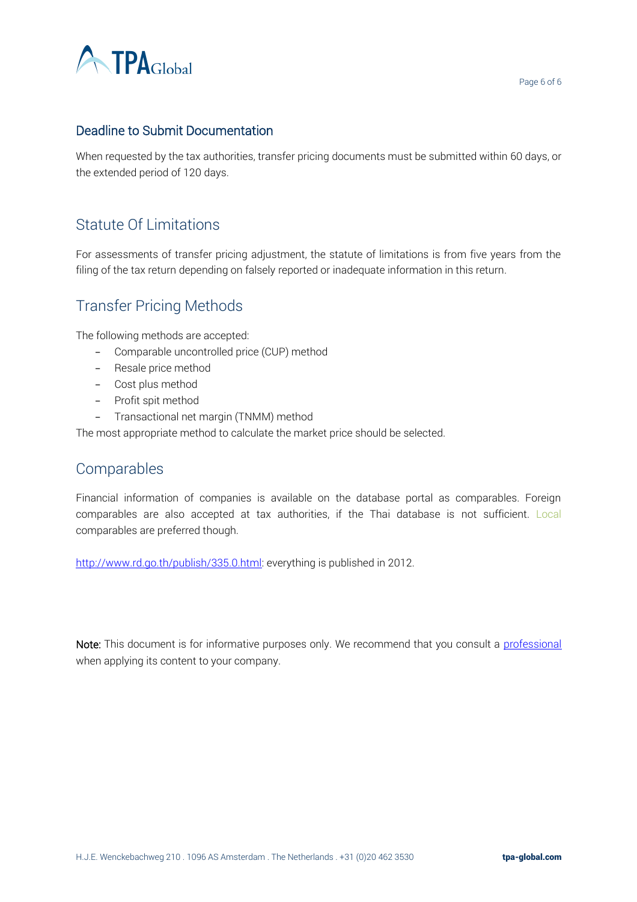## Deadline to Submit Documentation

When requested by the tax authorities, transfer pricing documents must be submitted within 60 days, or the extended period of 120 days.

## Statute Of Limitations

For assessments of transfer pricing adjustment, the statute of limitations is from five years from the filing of the tax return depending on falsely reported or inadequate information in this return.

## Transfer Pricing Methods

The following methods are accepted:

- Comparable uncontrolled price (CUP) method
- Resale price method
- Cost plus method
- Profit spit method
- Transactional net margin (TNMM) method

The most appropriate method to calculate the market price should be selected.

## Comparables

Financial information of companies is available on the database portal as comparables. Foreign comparables are also accepted at tax authorities, if the Thai database is not sufficient. Local comparables are preferred though.

[http://www.rd.go.th/publish/335.0.html](http://www.rd.go.th/publish/335.0.html): everything is published in 2012.

**Note:** This document is for informative purposes only. We recommend that you consult a professional when applying its content to your company.